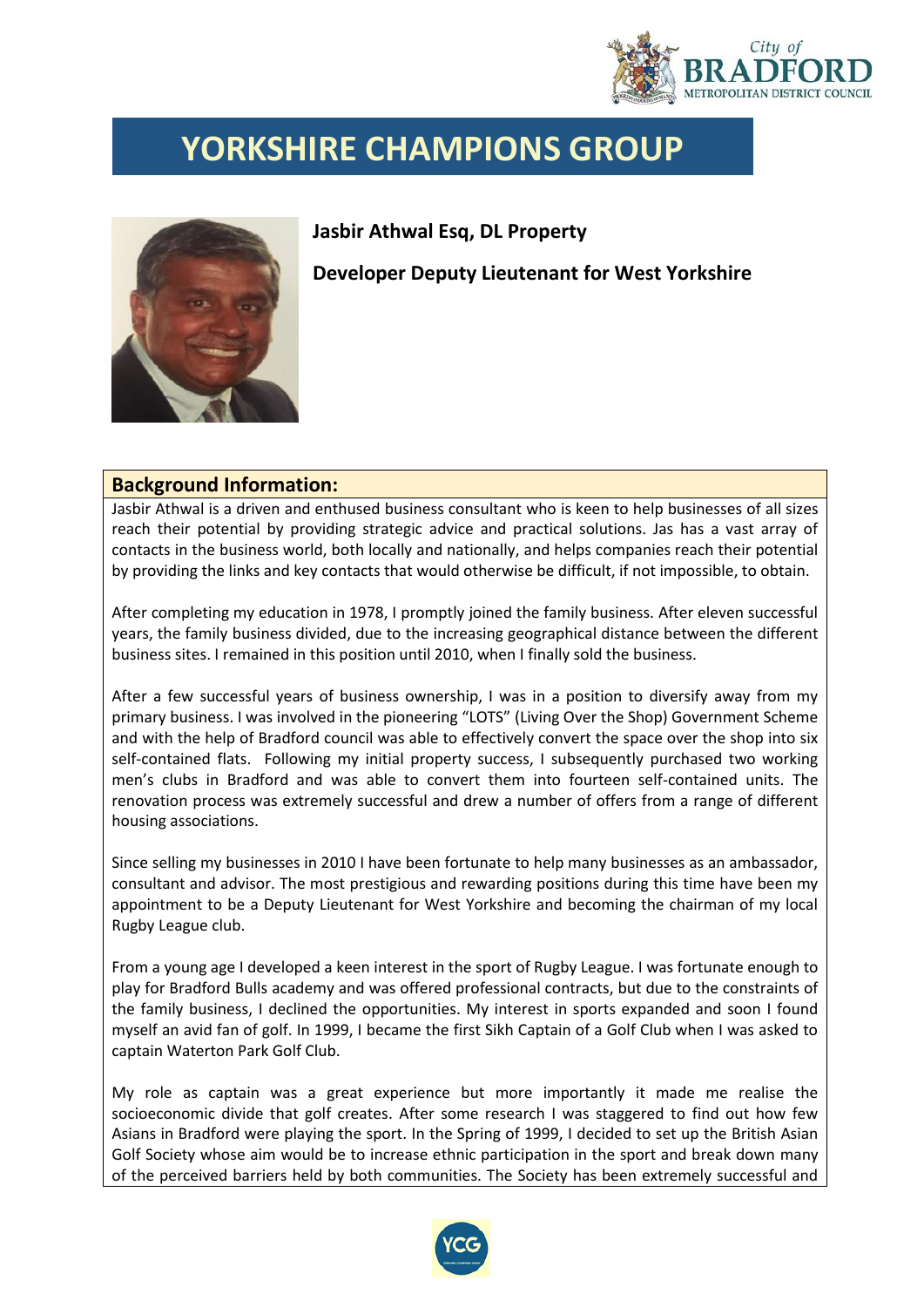# YORKSHIRE CHAMPIONS GROUP

**Jasbir Athwal Esq, DL Property**

**Developer Deputy Lieutenant for West Yorkshire**

## Background Information:

Jasbir Athwal is a driven and enthused business consultant who is keen to help businesses of all sizes reach their potential by providing strategic advice and practical solutions. Jas has a vast array of contacts in the business world, both locally and nationally, and helps companies reach their potential by providing the links and key contacts that would otherwise be difficult, if not impossible, to obtain.

After completing my education in 1978, I promptly joined the family business. After eleven successful years, the family business divided, due to the increasing geographical distance between the different business sites. I remained in this position until 2010, when I finally sold the business.

After a few successful years of business ownership, I was in a position to diversify away from my primary business. I was involved in the pioneering "LOTS" (Living Over the Shop) Government Scheme and with the help of Bradford council was able to effectively convert the space over the shop into six self-contained flats. Following my initial property success, I subsequently purchased two working men's clubs in Bradford and was able to convert them into fourteen self-contained units. The renovation process was extremely successful and drew a number of offers from a range of different housing associations.

Since selling my businesses in 2010 I have been fortunate to help many businesses as an ambassador, consultant and advisor. The most prestigious and rewarding positions during this time have been my appointment to be a Deputy Lieutenant for West Yorkshire and becoming the chairman of my local Rugby League club.

From a young age I developed a keen interest in the sport of Rugby League. I was fortunate enough to play for Bradford Bulls academy and was offered professional contracts, but due to the constraints of the family business, I declined the opportunities. My interest in sports expanded and soon I found myself an avid fan of golf. In 1999, I became the first Sikh Captain of a Golf Club when I was asked to captain Waterton Park Golf Club.

My role as captain was a great experience but more importantly it made me realise the socioeconomic divide that golf creates. After some research I was staggered to find out how few Asians in Bradford were playing the sport. In the Spring of 1999, I decided to set up the British Asian Golf Society whose aim would be to increase ethnic participation in the sport and break down many of the perceived barriers held by both communities. The Society has been extremely successful and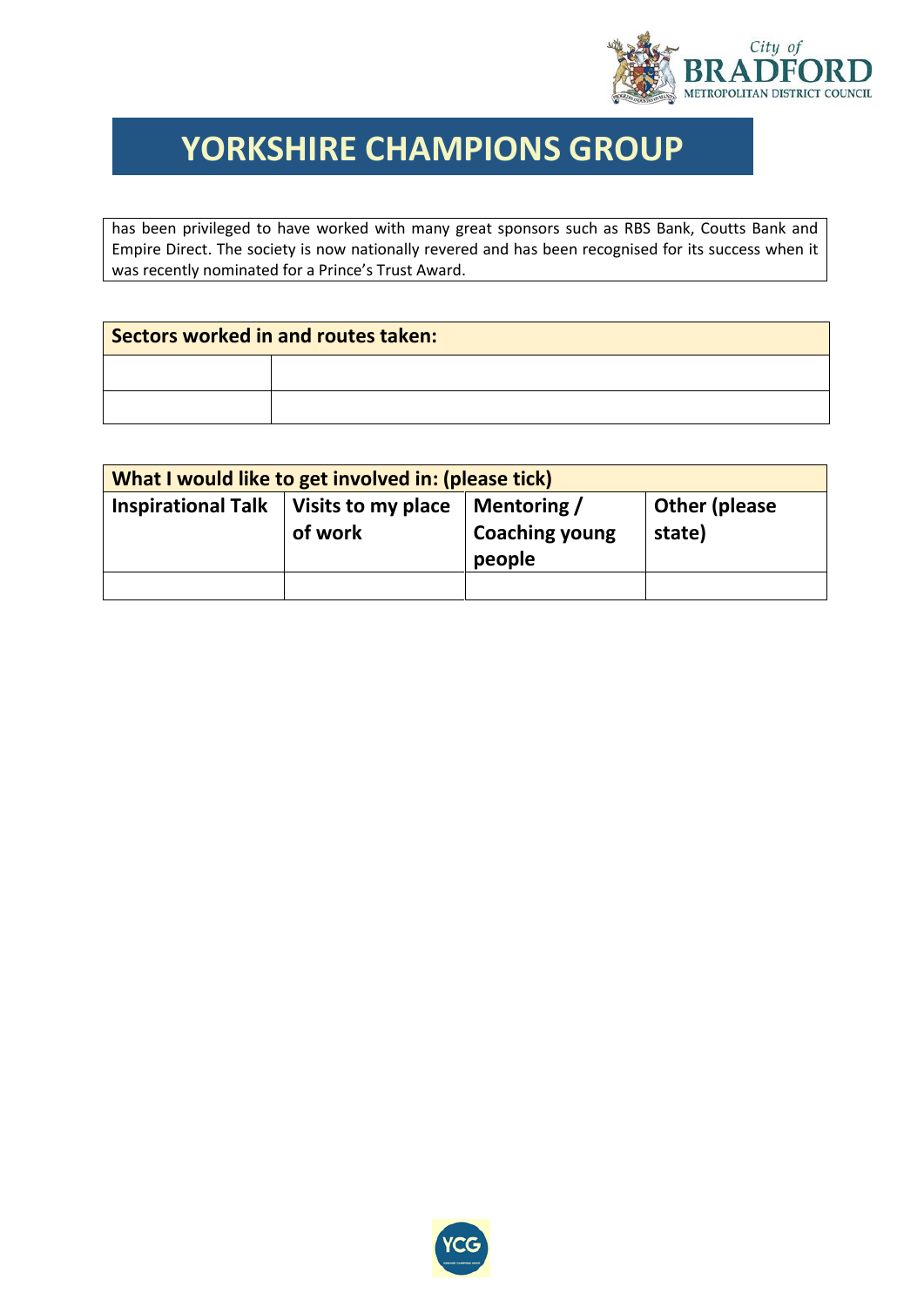# YORKSHIRE CHAMPIONS GROUP

| |
|---|
| has been privileged to have worked with many great sponsors such as RBS Bank, Coutts Bank and Empire Direct. The society is now nationally revered and has been recognised for its success when it was recently nominated for a Prince's Trust Award. |

| **Sectors worked in and routes taken:** | |
|---|---|
| | |
| | |

| **What I would like to get involved in: (please tick)** | | | |
|---|---|---|---|
| **Inspirational Talk** | **Visits to my place of work** | **Mentoring / Coaching young people** | **Other (please state)** |
| | | | |